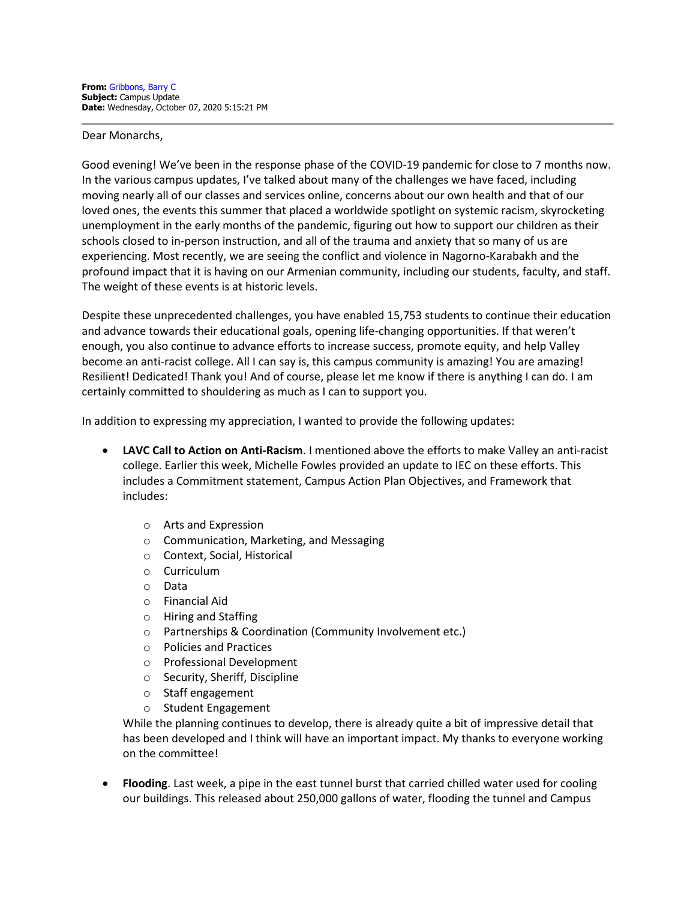**From:** Gribbons, Barry C
**Subject:** Campus Update
**Date:** Wednesday, October 07, 2020 5:15:21 PM

Dear Monarchs,

Good evening! We've been in the response phase of the COVID-19 pandemic for close to 7 months now. In the various campus updates, I've talked about many of the challenges we have faced, including moving nearly all of our classes and services online, concerns about our own health and that of our loved ones, the events this summer that placed a worldwide spotlight on systemic racism, skyrocketing unemployment in the early months of the pandemic, figuring out how to support our children as their schools closed to in-person instruction, and all of the trauma and anxiety that so many of us are experiencing. Most recently, we are seeing the conflict and violence in Nagorno-Karabakh and the profound impact that it is having on our Armenian community, including our students, faculty, and staff. The weight of these events is at historic levels.

Despite these unprecedented challenges, you have enabled 15,753 students to continue their education and advance towards their educational goals, opening life-changing opportunities. If that weren't enough, you also continue to advance efforts to increase success, promote equity, and help Valley become an anti-racist college. All I can say is, this campus community is amazing! You are amazing! Resilient! Dedicated! Thank you! And of course, please let me know if there is anything I can do. I am certainly committed to shouldering as much as I can to support you.

In addition to expressing my appreciation, I wanted to provide the following updates:

- **LAVC Call to Action on Anti-Racism**. I mentioned above the efforts to make Valley an anti-racist college. Earlier this week, Michelle Fowles provided an update to IEC on these efforts. This includes a Commitment statement, Campus Action Plan Objectives, and Framework that includes:
  - Arts and Expression
  - Communication, Marketing, and Messaging
  - Context, Social, Historical
  - Curriculum
  - Data
  - Financial Aid
  - Hiring and Staffing
  - Partnerships & Coordination (Community Involvement etc.)
  - Policies and Practices
  - Professional Development
  - Security, Sheriff, Discipline
  - Staff engagement
  - Student Engagement

  While the planning continues to develop, there is already quite a bit of impressive detail that has been developed and I think will have an important impact. My thanks to everyone working on the committee!

- **Flooding**. Last week, a pipe in the east tunnel burst that carried chilled water used for cooling our buildings. This released about 250,000 gallons of water, flooding the tunnel and Campus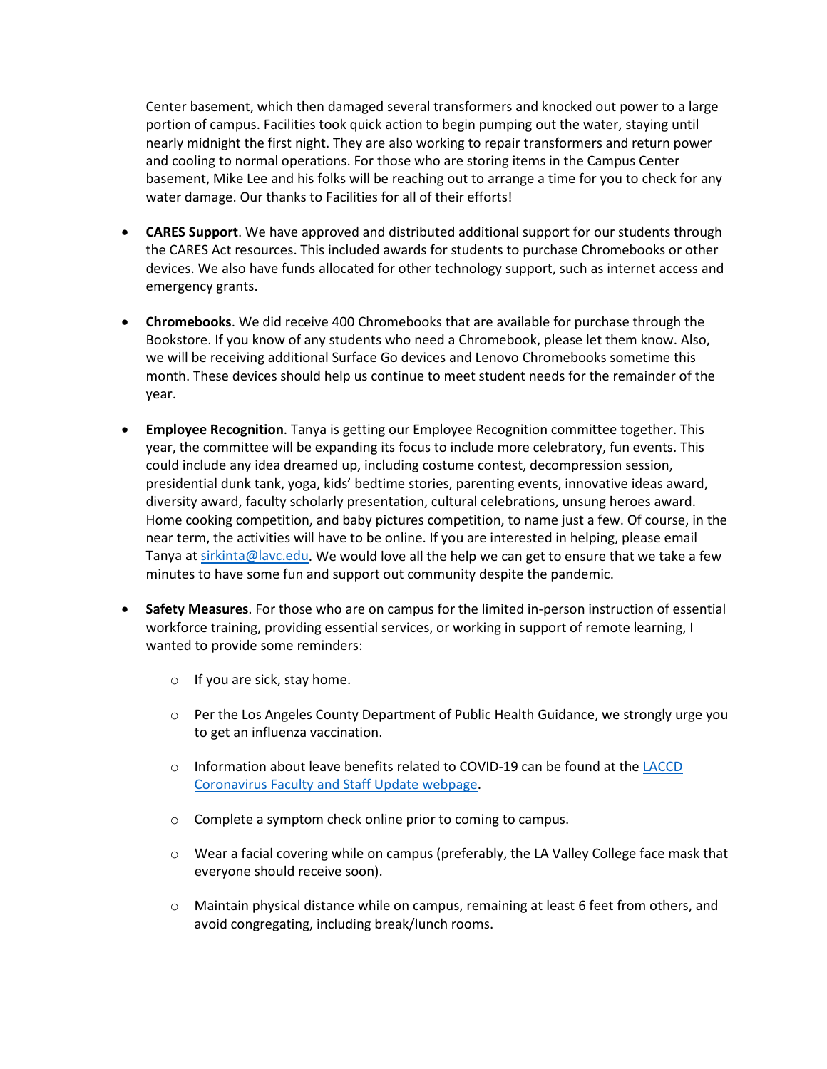Center basement, which then damaged several transformers and knocked out power to a large portion of campus. Facilities took quick action to begin pumping out the water, staying until nearly midnight the first night. They are also working to repair transformers and return power and cooling to normal operations. For those who are storing items in the Campus Center basement, Mike Lee and his folks will be reaching out to arrange a time for you to check for any water damage. Our thanks to Facilities for all of their efforts!

- **CARES Support**. We have approved and distributed additional support for our students through the CARES Act resources. This included awards for students to purchase Chromebooks or other devices. We also have funds allocated for other technology support, such as internet access and emergency grants.

- **Chromebooks**. We did receive 400 Chromebooks that are available for purchase through the Bookstore. If you know of any students who need a Chromebook, please let them know. Also, we will be receiving additional Surface Go devices and Lenovo Chromebooks sometime this month. These devices should help us continue to meet student needs for the remainder of the year.

- **Employee Recognition**. Tanya is getting our Employee Recognition committee together. This year, the committee will be expanding its focus to include more celebratory, fun events. This could include any idea dreamed up, including costume contest, decompression session, presidential dunk tank, yoga, kids' bedtime stories, parenting events, innovative ideas award, diversity award, faculty scholarly presentation, cultural celebrations, unsung heroes award. Home cooking competition, and baby pictures competition, to name just a few. Of course, in the near term, the activities will have to be online. If you are interested in helping, please email Tanya at [sirkinta@lavc.edu](mailto:sirkinta@lavc.edu). We would love all the help we can get to ensure that we take a few minutes to have some fun and support out community despite the pandemic.

- **Safety Measures**. For those who are on campus for the limited in-person instruction of essential workforce training, providing essential services, or working in support of remote learning, I wanted to provide some reminders:

  - If you are sick, stay home.

  - Per the Los Angeles County Department of Public Health Guidance, we strongly urge you to get an influenza vaccination.

  - Information about leave benefits related to COVID-19 can be found at the [LACCD Coronavirus Faculty and Staff Update webpage]().

  - Complete a symptom check online prior to coming to campus.

  - Wear a facial covering while on campus (preferably, the LA Valley College face mask that everyone should receive soon).

  - Maintain physical distance while on campus, remaining at least 6 feet from others, and avoid congregating, including break/lunch rooms.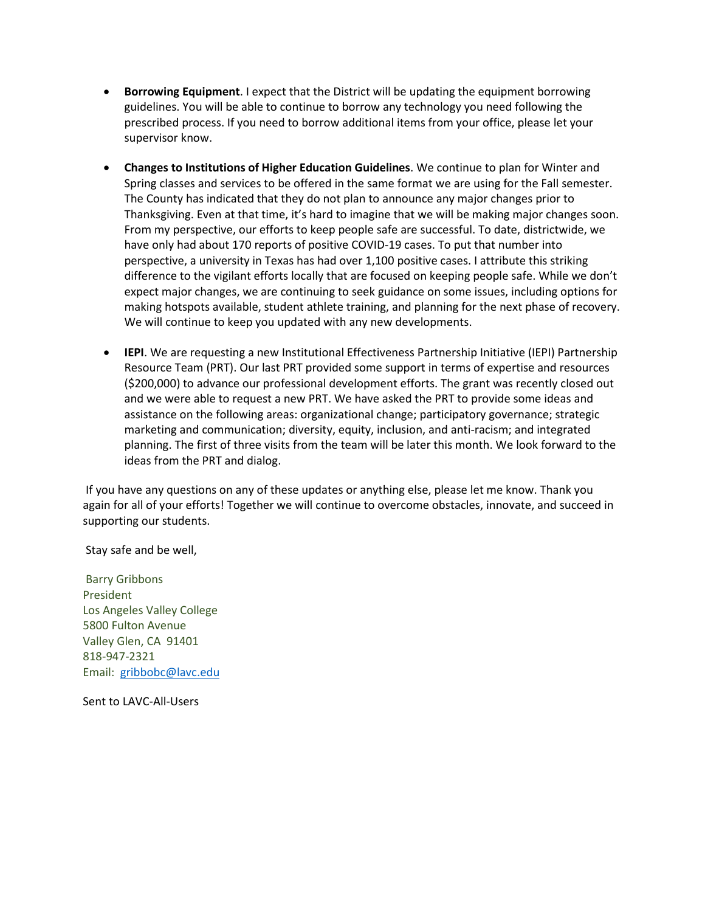- **Borrowing Equipment**. I expect that the District will be updating the equipment borrowing guidelines. You will be able to continue to borrow any technology you need following the prescribed process. If you need to borrow additional items from your office, please let your supervisor know.

- **Changes to Institutions of Higher Education Guidelines**. We continue to plan for Winter and Spring classes and services to be offered in the same format we are using for the Fall semester. The County has indicated that they do not plan to announce any major changes prior to Thanksgiving. Even at that time, it's hard to imagine that we will be making major changes soon. From my perspective, our efforts to keep people safe are successful. To date, districtwide, we have only had about 170 reports of positive COVID-19 cases. To put that number into perspective, a university in Texas has had over 1,100 positive cases. I attribute this striking difference to the vigilant efforts locally that are focused on keeping people safe. While we don't expect major changes, we are continuing to seek guidance on some issues, including options for making hotspots available, student athlete training, and planning for the next phase of recovery. We will continue to keep you updated with any new developments.

- **IEPI**. We are requesting a new Institutional Effectiveness Partnership Initiative (IEPI) Partnership Resource Team (PRT). Our last PRT provided some support in terms of expertise and resources ($200,000) to advance our professional development efforts. The grant was recently closed out and we were able to request a new PRT. We have asked the PRT to provide some ideas and assistance on the following areas: organizational change; participatory governance; strategic marketing and communication; diversity, equity, inclusion, and anti-racism; and integrated planning. The first of three visits from the team will be later this month. We look forward to the ideas from the PRT and dialog.

If you have any questions on any of these updates or anything else, please let me know. Thank you again for all of your efforts! Together we will continue to overcome obstacles, innovate, and succeed in supporting our students.

Stay safe and be well,

Barry Gribbons  
President  
Los Angeles Valley College  
5800 Fulton Avenue  
Valley Glen, CA 91401  
818-947-2321  
Email: gribbobc@lavc.edu

Sent to LAVC-All-Users